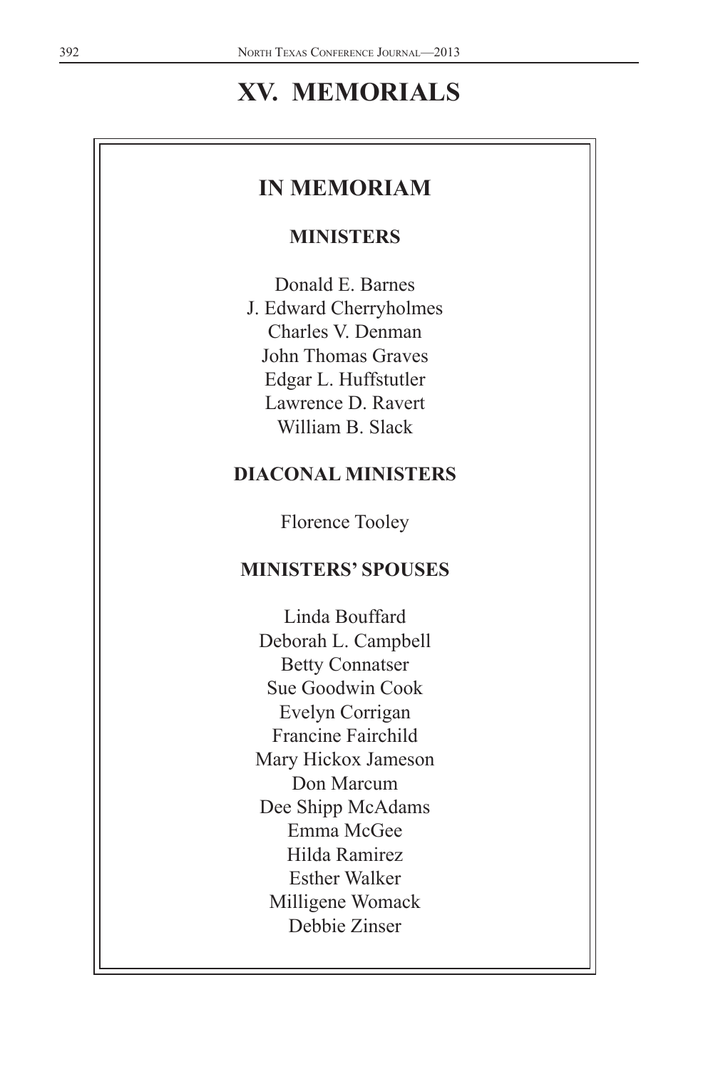# XV. MEMORIALS

## IN MEMORIAM

### MINISTERS

Donald E. Barnes
J. Edward Cherryholmes
Charles V. Denman
John Thomas Graves
Edgar L. Huffstutler
Lawrence D. Ravert
William B. Slack

### DIACONAL MINISTERS

Florence Tooley

### MINISTERS' SPOUSES

Linda Bouffard
Deborah L. Campbell
Betty Connatser
Sue Goodwin Cook
Evelyn Corrigan
Francine Fairchild
Mary Hickox Jameson
Don Marcum
Dee Shipp McAdams
Emma McGee
Hilda Ramirez
Esther Walker
Milligene Womack
Debbie Zinser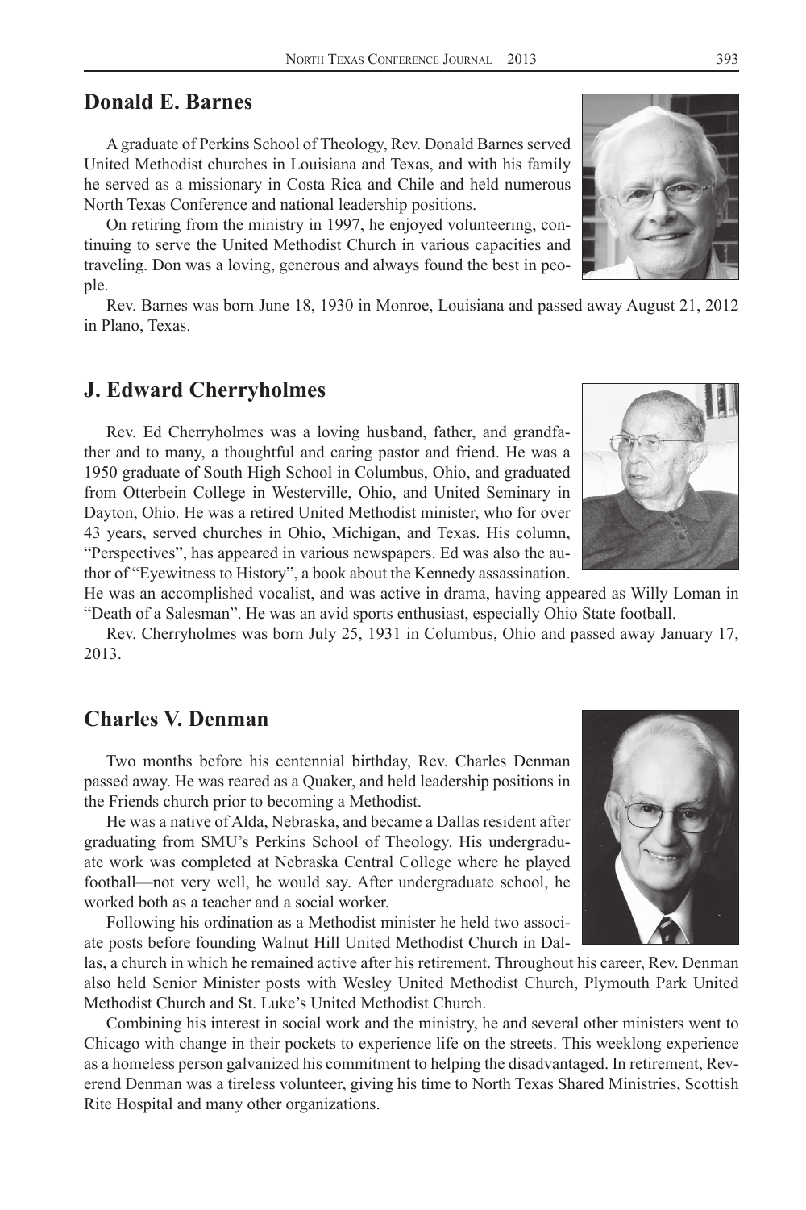## Donald E. Barnes

A graduate of Perkins School of Theology, Rev. Donald Barnes served United Methodist churches in Louisiana and Texas, and with his family he served as a missionary in Costa Rica and Chile and held numerous North Texas Conference and national leadership positions.

On retiring from the ministry in 1997, he enjoyed volunteering, continuing to serve the United Methodist Church in various capacities and traveling. Don was a loving, generous and always found the best in people.

Rev. Barnes was born June 18, 1930 in Monroe, Louisiana and passed away August 21, 2012 in Plano, Texas.

## J. Edward Cherryholmes

Rev. Ed Cherryholmes was a loving husband, father, and grandfather and to many, a thoughtful and caring pastor and friend. He was a 1950 graduate of South High School in Columbus, Ohio, and graduated from Otterbein College in Westerville, Ohio, and United Seminary in Dayton, Ohio. He was a retired United Methodist minister, who for over 43 years, served churches in Ohio, Michigan, and Texas. His column, "Perspectives", has appeared in various newspapers. Ed was also the author of "Eyewitness to History", a book about the Kennedy assassination. He was an accomplished vocalist, and was active in drama, having appeared as Willy Loman in "Death of a Salesman". He was an avid sports enthusiast, especially Ohio State football.

Rev. Cherryholmes was born July 25, 1931 in Columbus, Ohio and passed away January 17, 2013.

## Charles V. Denman

Two months before his centennial birthday, Rev. Charles Denman passed away. He was reared as a Quaker, and held leadership positions in the Friends church prior to becoming a Methodist.

He was a native of Alda, Nebraska, and became a Dallas resident after graduating from SMU's Perkins School of Theology. His undergraduate work was completed at Nebraska Central College where he played football—not very well, he would say. After undergraduate school, he worked both as a teacher and a social worker.

Following his ordination as a Methodist minister he held two associate posts before founding Walnut Hill United Methodist Church in Dallas, a church in which he remained active after his retirement. Throughout his career, Rev. Denman also held Senior Minister posts with Wesley United Methodist Church, Plymouth Park United Methodist Church and St. Luke's United Methodist Church.

Combining his interest in social work and the ministry, he and several other ministers went to Chicago with change in their pockets to experience life on the streets. This weeklong experience as a homeless person galvanized his commitment to helping the disadvantaged. In retirement, Reverend Denman was a tireless volunteer, giving his time to North Texas Shared Ministries, Scottish Rite Hospital and many other organizations.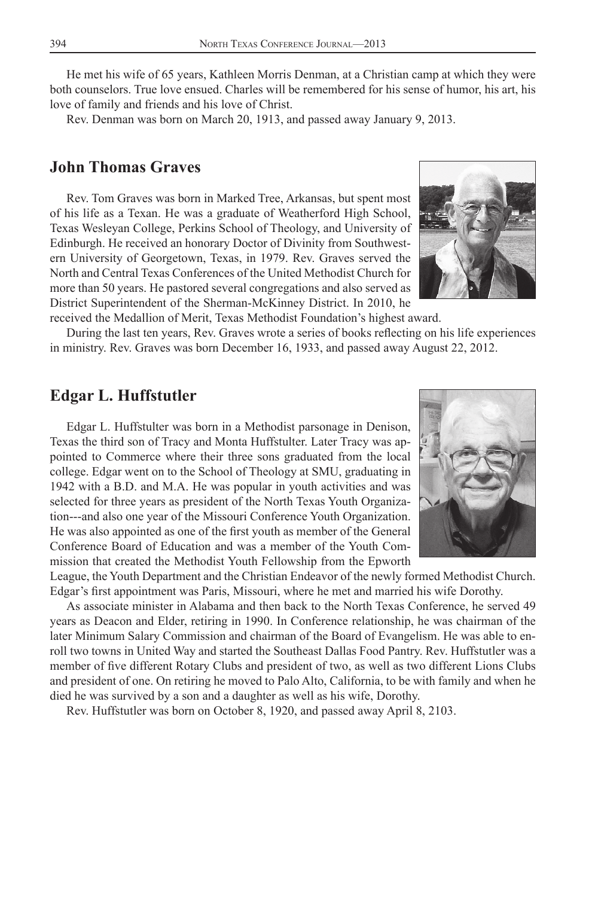He met his wife of 65 years, Kathleen Morris Denman, at a Christian camp at which they were both counselors. True love ensued. Charles will be remembered for his sense of humor, his art, his love of family and friends and his love of Christ.

Rev. Denman was born on March 20, 1913, and passed away January 9, 2013.

## John Thomas Graves

Rev. Tom Graves was born in Marked Tree, Arkansas, but spent most of his life as a Texan. He was a graduate of Weatherford High School, Texas Wesleyan College, Perkins School of Theology, and University of Edinburgh. He received an honorary Doctor of Divinity from Southwestern University of Georgetown, Texas, in 1979. Rev. Graves served the North and Central Texas Conferences of the United Methodist Church for more than 50 years. He pastored several congregations and also served as District Superintendent of the Sherman-McKinney District. In 2010, he received the Medallion of Merit, Texas Methodist Foundation's highest award.

During the last ten years, Rev. Graves wrote a series of books reflecting on his life experiences in ministry. Rev. Graves was born December 16, 1933, and passed away August 22, 2012.

## Edgar L. Huffstutler

Edgar L. Huffstulter was born in a Methodist parsonage in Denison, Texas the third son of Tracy and Monta Huffstulter. Later Tracy was appointed to Commerce where their three sons graduated from the local college. Edgar went on to the School of Theology at SMU, graduating in 1942 with a B.D. and M.A. He was popular in youth activities and was selected for three years as president of the North Texas Youth Organization---and also one year of the Missouri Conference Youth Organization. He was also appointed as one of the first youth as member of the General Conference Board of Education and was a member of the Youth Commission that created the Methodist Youth Fellowship from the Epworth League, the Youth Department and the Christian Endeavor of the newly formed Methodist Church. Edgar's first appointment was Paris, Missouri, where he met and married his wife Dorothy.

As associate minister in Alabama and then back to the North Texas Conference, he served 49 years as Deacon and Elder, retiring in 1990. In Conference relationship, he was chairman of the later Minimum Salary Commission and chairman of the Board of Evangelism. He was able to enroll two towns in United Way and started the Southeast Dallas Food Pantry. Rev. Huffstutler was a member of five different Rotary Clubs and president of two, as well as two different Lions Clubs and president of one. On retiring he moved to Palo Alto, California, to be with family and when he died he was survived by a son and a daughter as well as his wife, Dorothy.

Rev. Huffstutler was born on October 8, 1920, and passed away April 8, 2103.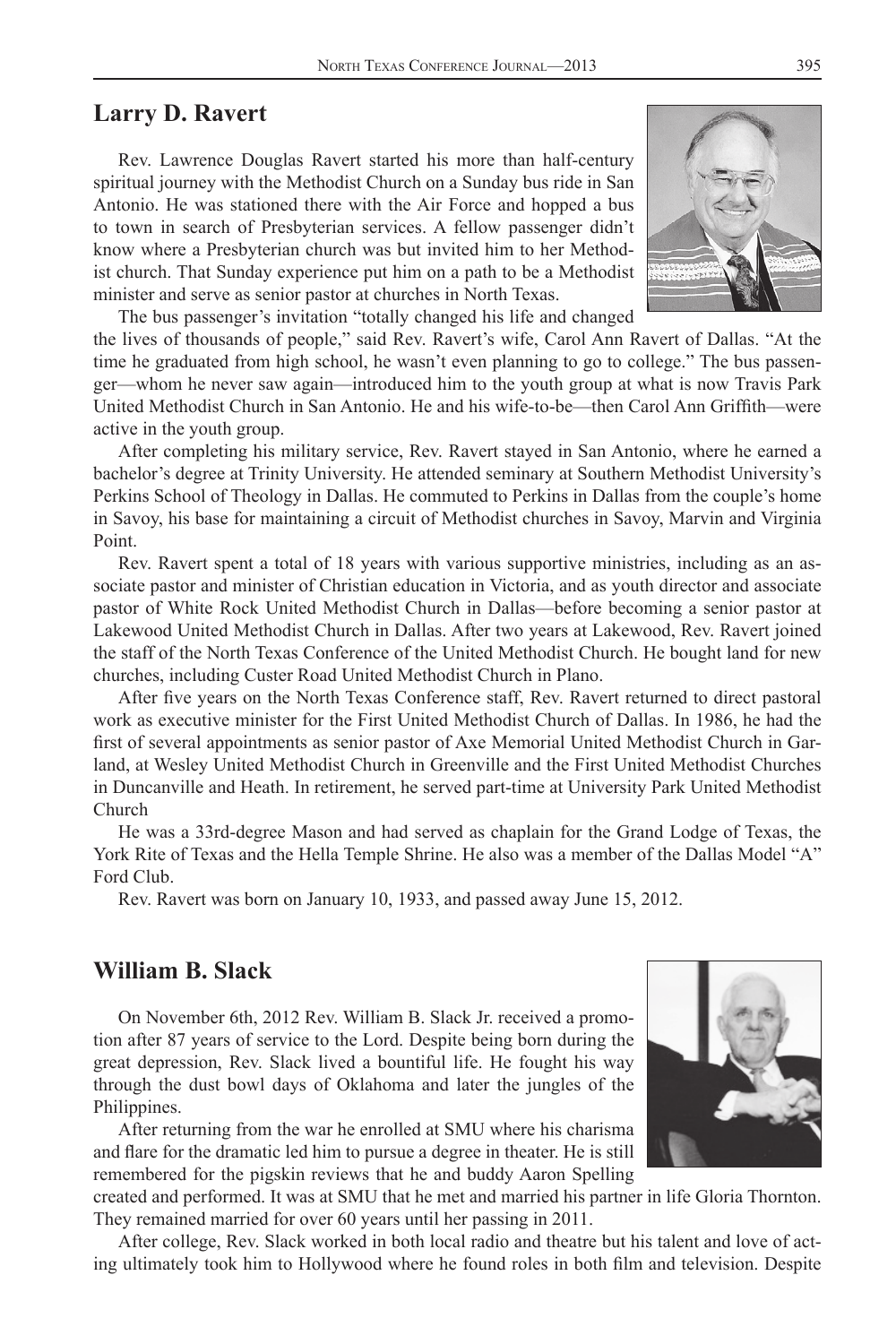## Larry D. Ravert

Rev. Lawrence Douglas Ravert started his more than half-century spiritual journey with the Methodist Church on a Sunday bus ride in San Antonio. He was stationed there with the Air Force and hopped a bus to town in search of Presbyterian services. A fellow passenger didn't know where a Presbyterian church was but invited him to her Methodist church. That Sunday experience put him on a path to be a Methodist minister and serve as senior pastor at churches in North Texas.

The bus passenger's invitation "totally changed his life and changed the lives of thousands of people," said Rev. Ravert's wife, Carol Ann Ravert of Dallas. "At the time he graduated from high school, he wasn't even planning to go to college." The bus passenger—whom he never saw again—introduced him to the youth group at what is now Travis Park United Methodist Church in San Antonio. He and his wife-to-be—then Carol Ann Griffith—were active in the youth group.

After completing his military service, Rev. Ravert stayed in San Antonio, where he earned a bachelor's degree at Trinity University. He attended seminary at Southern Methodist University's Perkins School of Theology in Dallas. He commuted to Perkins in Dallas from the couple's home in Savoy, his base for maintaining a circuit of Methodist churches in Savoy, Marvin and Virginia Point.

Rev. Ravert spent a total of 18 years with various supportive ministries, including as an associate pastor and minister of Christian education in Victoria, and as youth director and associate pastor of White Rock United Methodist Church in Dallas—before becoming a senior pastor at Lakewood United Methodist Church in Dallas. After two years at Lakewood, Rev. Ravert joined the staff of the North Texas Conference of the United Methodist Church. He bought land for new churches, including Custer Road United Methodist Church in Plano.

After five years on the North Texas Conference staff, Rev. Ravert returned to direct pastoral work as executive minister for the First United Methodist Church of Dallas. In 1986, he had the first of several appointments as senior pastor of Axe Memorial United Methodist Church in Garland, at Wesley United Methodist Church in Greenville and the First United Methodist Churches in Duncanville and Heath. In retirement, he served part-time at University Park United Methodist Church

He was a 33rd-degree Mason and had served as chaplain for the Grand Lodge of Texas, the York Rite of Texas and the Hella Temple Shrine. He also was a member of the Dallas Model "A" Ford Club.

Rev. Ravert was born on January 10, 1933, and passed away June 15, 2012.

## William B. Slack

On November 6th, 2012 Rev. William B. Slack Jr. received a promotion after 87 years of service to the Lord. Despite being born during the great depression, Rev. Slack lived a bountiful life. He fought his way through the dust bowl days of Oklahoma and later the jungles of the Philippines.

After returning from the war he enrolled at SMU where his charisma and flare for the dramatic led him to pursue a degree in theater. He is still remembered for the pigskin reviews that he and buddy Aaron Spelling created and performed. It was at SMU that he met and married his partner in life Gloria Thornton. They remained married for over 60 years until her passing in 2011.

After college, Rev. Slack worked in both local radio and theatre but his talent and love of acting ultimately took him to Hollywood where he found roles in both film and television. Despite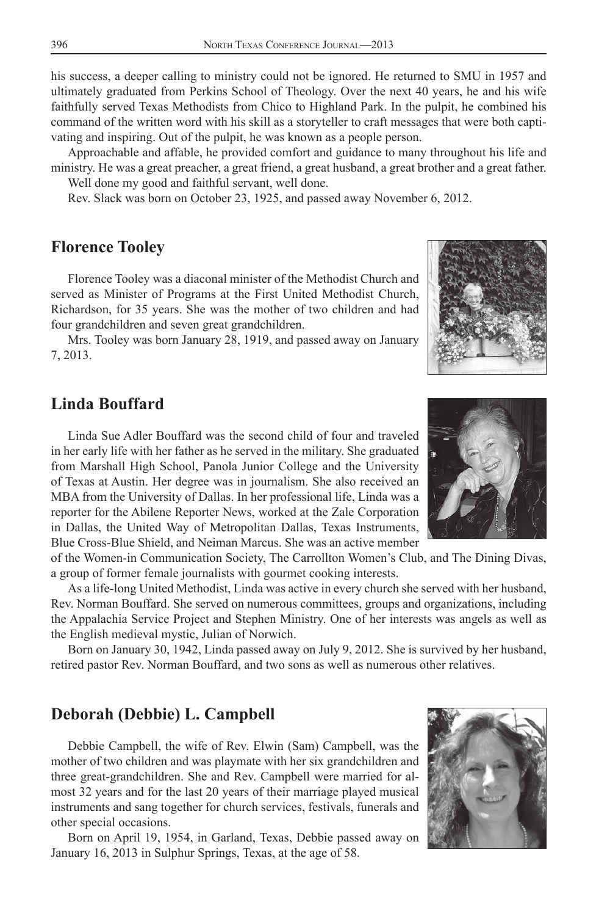his success, a deeper calling to ministry could not be ignored. He returned to SMU in 1957 and ultimately graduated from Perkins School of Theology. Over the next 40 years, he and his wife faithfully served Texas Methodists from Chico to Highland Park. In the pulpit, he combined his command of the written word with his skill as a storyteller to craft messages that were both captivating and inspiring. Out of the pulpit, he was known as a people person.

Approachable and affable, he provided comfort and guidance to many throughout his life and ministry. He was a great preacher, a great friend, a great husband, a great brother and a great father.

Well done my good and faithful servant, well done.

Rev. Slack was born on October 23, 1925, and passed away November 6, 2012.

## Florence Tooley

Florence Tooley was a diaconal minister of the Methodist Church and served as Minister of Programs at the First United Methodist Church, Richardson, for 35 years. She was the mother of two children and had four grandchildren and seven great grandchildren.

Mrs. Tooley was born January 28, 1919, and passed away on January 7, 2013.

## Linda Bouffard

Linda Sue Adler Bouffard was the second child of four and traveled in her early life with her father as he served in the military. She graduated from Marshall High School, Panola Junior College and the University of Texas at Austin. Her degree was in journalism. She also received an MBA from the University of Dallas. In her professional life, Linda was a reporter for the Abilene Reporter News, worked at the Zale Corporation in Dallas, the United Way of Metropolitan Dallas, Texas Instruments, Blue Cross-Blue Shield, and Neiman Marcus. She was an active member of the Women-in Communication Society, The Carrollton Women's Club, and The Dining Divas, a group of former female journalists with gourmet cooking interests.

As a life-long United Methodist, Linda was active in every church she served with her husband, Rev. Norman Bouffard. She served on numerous committees, groups and organizations, including the Appalachia Service Project and Stephen Ministry. One of her interests was angels as well as the English medieval mystic, Julian of Norwich.

Born on January 30, 1942, Linda passed away on July 9, 2012. She is survived by her husband, retired pastor Rev. Norman Bouffard, and two sons as well as numerous other relatives.

## Deborah (Debbie) L. Campbell

Debbie Campbell, the wife of Rev. Elwin (Sam) Campbell, was the mother of two children and was playmate with her six grandchildren and three great-grandchildren. She and Rev. Campbell were married for almost 32 years and for the last 20 years of their marriage played musical instruments and sang together for church services, festivals, funerals and other special occasions.

Born on April 19, 1954, in Garland, Texas, Debbie passed away on January 16, 2013 in Sulphur Springs, Texas, at the age of 58.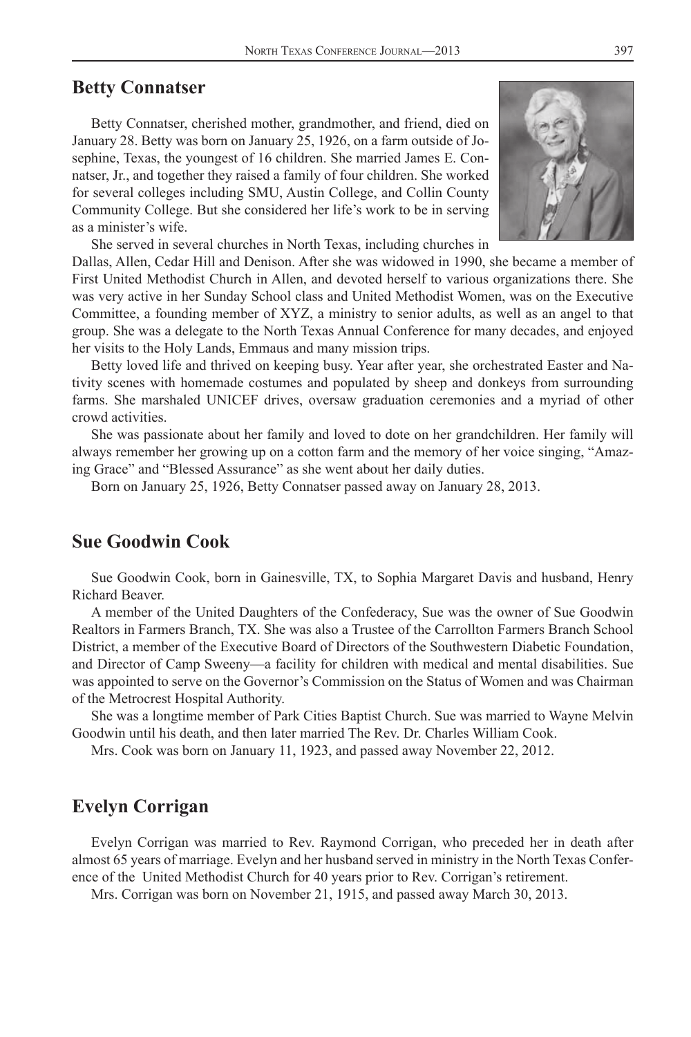## Betty Connatser

Betty Connatser, cherished mother, grandmother, and friend, died on January 28. Betty was born on January 25, 1926, on a farm outside of Josephine, Texas, the youngest of 16 children. She married James E. Connatser, Jr., and together they raised a family of four children. She worked for several colleges including SMU, Austin College, and Collin County Community College. But she considered her life's work to be in serving as a minister's wife.

She served in several churches in North Texas, including churches in Dallas, Allen, Cedar Hill and Denison. After she was widowed in 1990, she became a member of First United Methodist Church in Allen, and devoted herself to various organizations there. She was very active in her Sunday School class and United Methodist Women, was on the Executive Committee, a founding member of XYZ, a ministry to senior adults, as well as an angel to that group. She was a delegate to the North Texas Annual Conference for many decades, and enjoyed her visits to the Holy Lands, Emmaus and many mission trips.

Betty loved life and thrived on keeping busy. Year after year, she orchestrated Easter and Nativity scenes with homemade costumes and populated by sheep and donkeys from surrounding farms. She marshaled UNICEF drives, oversaw graduation ceremonies and a myriad of other crowd activities.

She was passionate about her family and loved to dote on her grandchildren. Her family will always remember her growing up on a cotton farm and the memory of her voice singing, "Amazing Grace" and "Blessed Assurance" as she went about her daily duties.

Born on January 25, 1926, Betty Connatser passed away on January 28, 2013.

## Sue Goodwin Cook

Sue Goodwin Cook, born in Gainesville, TX, to Sophia Margaret Davis and husband, Henry Richard Beaver.

A member of the United Daughters of the Confederacy, Sue was the owner of Sue Goodwin Realtors in Farmers Branch, TX. She was also a Trustee of the Carrollton Farmers Branch School District, a member of the Executive Board of Directors of the Southwestern Diabetic Foundation, and Director of Camp Sweeny—a facility for children with medical and mental disabilities. Sue was appointed to serve on the Governor's Commission on the Status of Women and was Chairman of the Metrocrest Hospital Authority.

She was a longtime member of Park Cities Baptist Church. Sue was married to Wayne Melvin Goodwin until his death, and then later married The Rev. Dr. Charles William Cook.

Mrs. Cook was born on January 11, 1923, and passed away November 22, 2012.

## Evelyn Corrigan

Evelyn Corrigan was married to Rev. Raymond Corrigan, who preceded her in death after almost 65 years of marriage. Evelyn and her husband served in ministry in the North Texas Conference of the United Methodist Church for 40 years prior to Rev. Corrigan's retirement.

Mrs. Corrigan was born on November 21, 1915, and passed away March 30, 2013.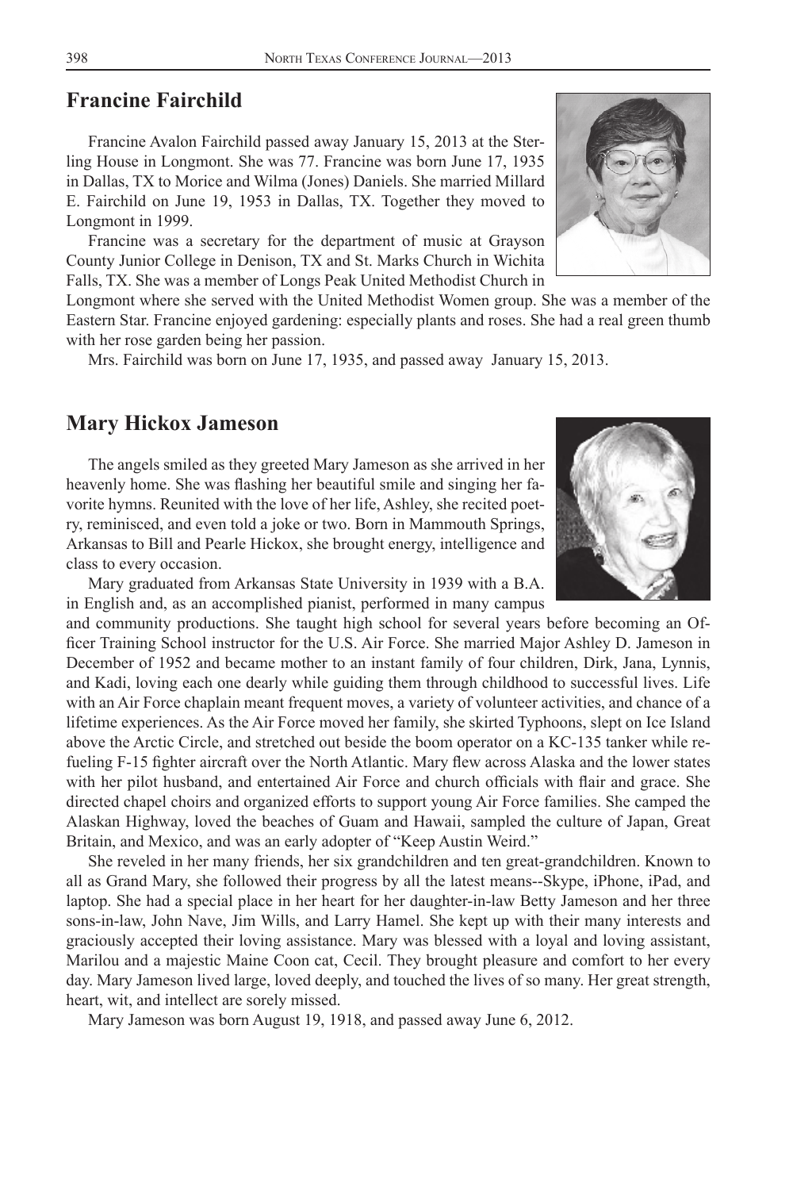## Francine Fairchild

Francine Avalon Fairchild passed away January 15, 2013 at the Sterling House in Longmont. She was 77. Francine was born June 17, 1935 in Dallas, TX to Morice and Wilma (Jones) Daniels. She married Millard E. Fairchild on June 19, 1953 in Dallas, TX. Together they moved to Longmont in 1999.

Francine was a secretary for the department of music at Grayson County Junior College in Denison, TX and St. Marks Church in Wichita Falls, TX. She was a member of Longs Peak United Methodist Church in Longmont where she served with the United Methodist Women group. She was a member of the Eastern Star. Francine enjoyed gardening: especially plants and roses. She had a real green thumb with her rose garden being her passion.

Mrs. Fairchild was born on June 17, 1935, and passed away January 15, 2013.

## Mary Hickox Jameson

The angels smiled as they greeted Mary Jameson as she arrived in her heavenly home. She was flashing her beautiful smile and singing her favorite hymns. Reunited with the love of her life, Ashley, she recited poetry, reminisced, and even told a joke or two. Born in Mammouth Springs, Arkansas to Bill and Pearle Hickox, she brought energy, intelligence and class to every occasion.

Mary graduated from Arkansas State University in 1939 with a B.A. in English and, as an accomplished pianist, performed in many campus and community productions. She taught high school for several years before becoming an Officer Training School instructor for the U.S. Air Force. She married Major Ashley D. Jameson in December of 1952 and became mother to an instant family of four children, Dirk, Jana, Lynnis, and Kadi, loving each one dearly while guiding them through childhood to successful lives. Life with an Air Force chaplain meant frequent moves, a variety of volunteer activities, and chance of a lifetime experiences. As the Air Force moved her family, she skirted Typhoons, slept on Ice Island above the Arctic Circle, and stretched out beside the boom operator on a KC-135 tanker while refueling F-15 fighter aircraft over the North Atlantic. Mary flew across Alaska and the lower states with her pilot husband, and entertained Air Force and church officials with flair and grace. She directed chapel choirs and organized efforts to support young Air Force families. She camped the Alaskan Highway, loved the beaches of Guam and Hawaii, sampled the culture of Japan, Great Britain, and Mexico, and was an early adopter of "Keep Austin Weird."

She reveled in her many friends, her six grandchildren and ten great-grandchildren. Known to all as Grand Mary, she followed their progress by all the latest means--Skype, iPhone, iPad, and laptop. She had a special place in her heart for her daughter-in-law Betty Jameson and her three sons-in-law, John Nave, Jim Wills, and Larry Hamel. She kept up with their many interests and graciously accepted their loving assistance. Mary was blessed with a loyal and loving assistant, Marilou and a majestic Maine Coon cat, Cecil. They brought pleasure and comfort to her every day. Mary Jameson lived large, loved deeply, and touched the lives of so many. Her great strength, heart, wit, and intellect are sorely missed.

Mary Jameson was born August 19, 1918, and passed away June 6, 2012.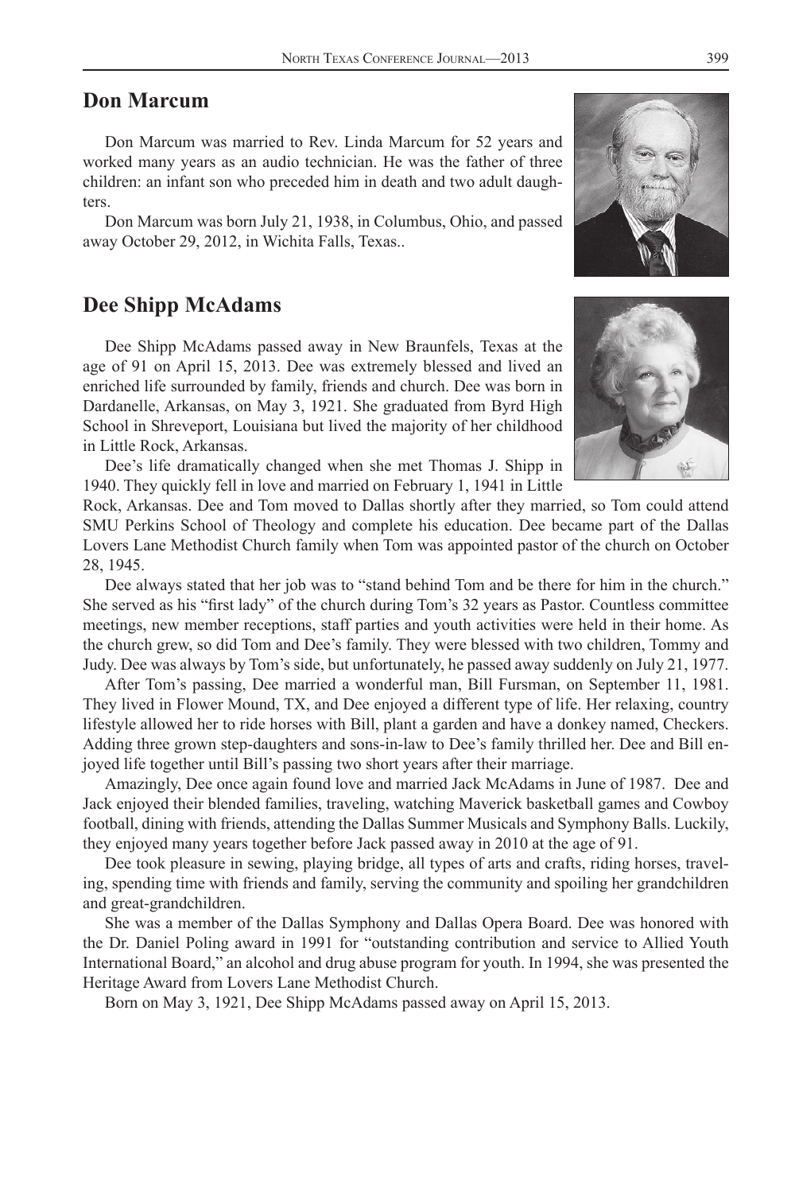## Don Marcum

Don Marcum was married to Rev. Linda Marcum for 52 years and worked many years as an audio technician. He was the father of three children: an infant son who preceded him in death and two adult daughters.

Don Marcum was born July 21, 1938, in Columbus, Ohio, and passed away October 29, 2012, in Wichita Falls, Texas..

## Dee Shipp McAdams

Dee Shipp McAdams passed away in New Braunfels, Texas at the age of 91 on April 15, 2013. Dee was extremely blessed and lived an enriched life surrounded by family, friends and church. Dee was born in Dardanelle, Arkansas, on May 3, 1921. She graduated from Byrd High School in Shreveport, Louisiana but lived the majority of her childhood in Little Rock, Arkansas.

Dee's life dramatically changed when she met Thomas J. Shipp in 1940. They quickly fell in love and married on February 1, 1941 in Little Rock, Arkansas. Dee and Tom moved to Dallas shortly after they married, so Tom could attend SMU Perkins School of Theology and complete his education. Dee became part of the Dallas Lovers Lane Methodist Church family when Tom was appointed pastor of the church on October 28, 1945.

Dee always stated that her job was to "stand behind Tom and be there for him in the church." She served as his "first lady" of the church during Tom's 32 years as Pastor. Countless committee meetings, new member receptions, staff parties and youth activities were held in their home. As the church grew, so did Tom and Dee's family. They were blessed with two children, Tommy and Judy. Dee was always by Tom's side, but unfortunately, he passed away suddenly on July 21, 1977.

After Tom's passing, Dee married a wonderful man, Bill Fursman, on September 11, 1981. They lived in Flower Mound, TX, and Dee enjoyed a different type of life. Her relaxing, country lifestyle allowed her to ride horses with Bill, plant a garden and have a donkey named, Checkers. Adding three grown step-daughters and sons-in-law to Dee's family thrilled her. Dee and Bill enjoyed life together until Bill's passing two short years after their marriage.

Amazingly, Dee once again found love and married Jack McAdams in June of 1987. Dee and Jack enjoyed their blended families, traveling, watching Maverick basketball games and Cowboy football, dining with friends, attending the Dallas Summer Musicals and Symphony Balls. Luckily, they enjoyed many years together before Jack passed away in 2010 at the age of 91.

Dee took pleasure in sewing, playing bridge, all types of arts and crafts, riding horses, traveling, spending time with friends and family, serving the community and spoiling her grandchildren and great-grandchildren.

She was a member of the Dallas Symphony and Dallas Opera Board. Dee was honored with the Dr. Daniel Poling award in 1991 for "outstanding contribution and service to Allied Youth International Board," an alcohol and drug abuse program for youth. In 1994, she was presented the Heritage Award from Lovers Lane Methodist Church.

Born on May 3, 1921, Dee Shipp McAdams passed away on April 15, 2013.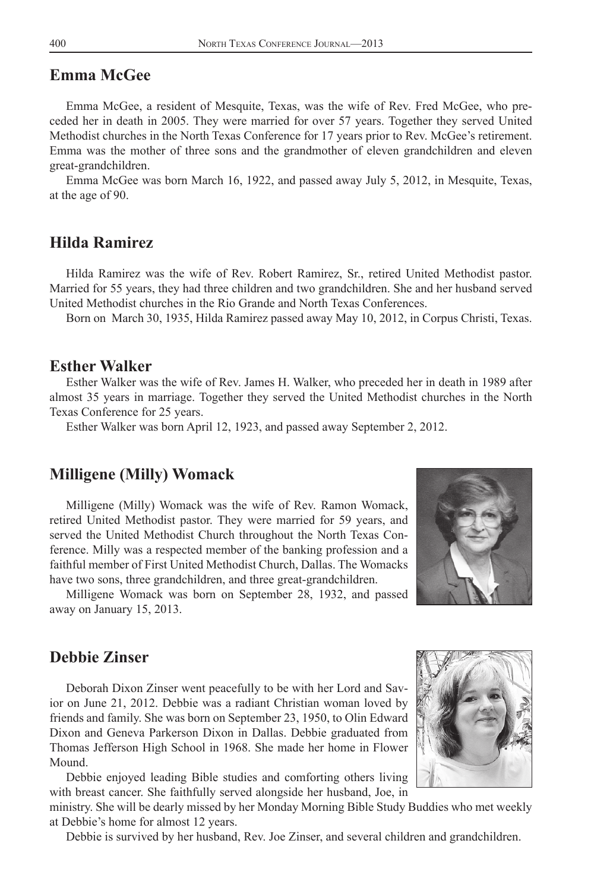## Emma McGee

Emma McGee, a resident of Mesquite, Texas, was the wife of Rev. Fred McGee, who preceded her in death in 2005. They were married for over 57 years. Together they served United Methodist churches in the North Texas Conference for 17 years prior to Rev. McGee's retirement. Emma was the mother of three sons and the grandmother of eleven grandchildren and eleven great-grandchildren.

Emma McGee was born March 16, 1922, and passed away July 5, 2012, in Mesquite, Texas, at the age of 90.

## Hilda Ramirez

Hilda Ramirez was the wife of Rev. Robert Ramirez, Sr., retired United Methodist pastor. Married for 55 years, they had three children and two grandchildren. She and her husband served United Methodist churches in the Rio Grande and North Texas Conferences.

Born on March 30, 1935, Hilda Ramirez passed away May 10, 2012, in Corpus Christi, Texas.

## Esther Walker

Esther Walker was the wife of Rev. James H. Walker, who preceded her in death in 1989 after almost 35 years in marriage. Together they served the United Methodist churches in the North Texas Conference for 25 years.

Esther Walker was born April 12, 1923, and passed away September 2, 2012.

## Milligene (Milly) Womack

Milligene (Milly) Womack was the wife of Rev. Ramon Womack, retired United Methodist pastor. They were married for 59 years, and served the United Methodist Church throughout the North Texas Conference. Milly was a respected member of the banking profession and a faithful member of First United Methodist Church, Dallas. The Womacks have two sons, three grandchildren, and three great-grandchildren.

Milligene Womack was born on September 28, 1932, and passed away on January 15, 2013.

## Debbie Zinser

Deborah Dixon Zinser went peacefully to be with her Lord and Savior on June 21, 2012. Debbie was a radiant Christian woman loved by friends and family. She was born on September 23, 1950, to Olin Edward Dixon and Geneva Parkerson Dixon in Dallas. Debbie graduated from Thomas Jefferson High School in 1968. She made her home in Flower Mound.

Debbie enjoyed leading Bible studies and comforting others living with breast cancer. She faithfully served alongside her husband, Joe, in ministry. She will be dearly missed by her Monday Morning Bible Study Buddies who met weekly at Debbie's home for almost 12 years.

Debbie is survived by her husband, Rev. Joe Zinser, and several children and grandchildren.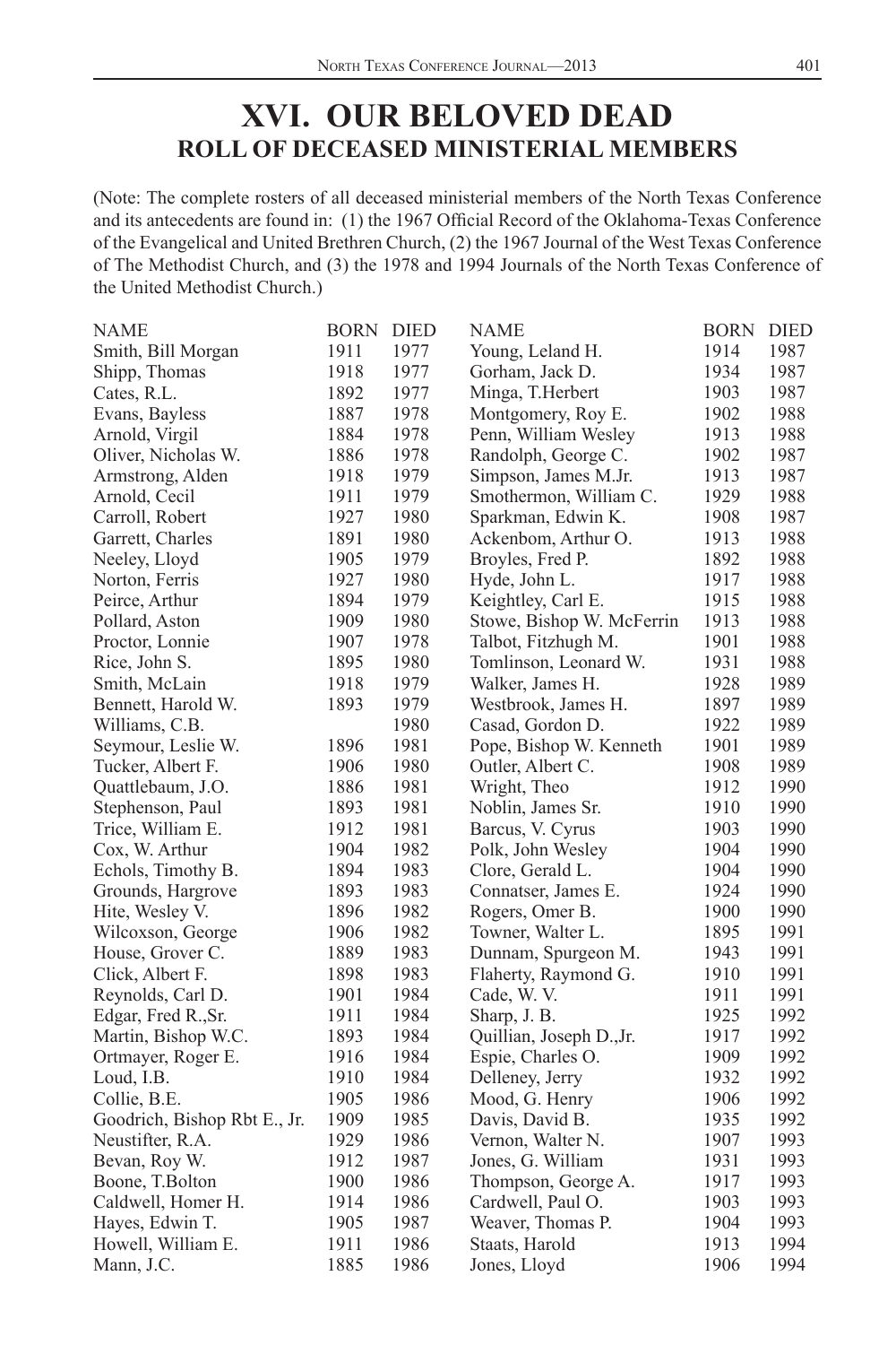# XVI. OUR BELOVED DEAD

## ROLL OF DECEASED MINISTERIAL MEMBERS

(Note: The complete rosters of all deceased ministerial members of the North Texas Conference and its antecedents are found in: (1) the 1967 Official Record of the Oklahoma-Texas Conference of the Evangelical and United Brethren Church, (2) the 1967 Journal of the West Texas Conference of The Methodist Church, and (3) the 1978 and 1994 Journals of the North Texas Conference of the United Methodist Church.)

| NAME | BORN | DIED |
|---|---|---|
| Smith, Bill Morgan | 1911 | 1977 |
| Shipp, Thomas | 1918 | 1977 |
| Cates, R.L. | 1892 | 1977 |
| Evans, Bayless | 1887 | 1978 |
| Arnold, Virgil | 1884 | 1978 |
| Oliver, Nicholas W. | 1886 | 1978 |
| Armstrong, Alden | 1918 | 1979 |
| Arnold, Cecil | 1911 | 1979 |
| Carroll, Robert | 1927 | 1980 |
| Garrett, Charles | 1891 | 1980 |
| Neeley, Lloyd | 1905 | 1979 |
| Norton, Ferris | 1927 | 1980 |
| Peirce, Arthur | 1894 | 1979 |
| Pollard, Aston | 1909 | 1980 |
| Proctor, Lonnie | 1907 | 1978 |
| Rice, John S. | 1895 | 1980 |
| Smith, McLain | 1918 | 1979 |
| Bennett, Harold W. | 1893 | 1979 |
| Williams, C.B. | | 1980 |
| Seymour, Leslie W. | 1896 | 1981 |
| Tucker, Albert F. | 1906 | 1980 |
| Quattlebaum, J.O. | 1886 | 1981 |
| Stephenson, Paul | 1893 | 1981 |
| Trice, William E. | 1912 | 1981 |
| Cox, W. Arthur | 1904 | 1982 |
| Echols, Timothy B. | 1894 | 1983 |
| Grounds, Hargrove | 1893 | 1983 |
| Hite, Wesley V. | 1896 | 1982 |
| Wilcoxson, George | 1906 | 1982 |
| House, Grover C. | 1889 | 1983 |
| Click, Albert F. | 1898 | 1983 |
| Reynolds, Carl D. | 1901 | 1984 |
| Edgar, Fred R.,Sr. | 1911 | 1984 |
| Martin, Bishop W.C. | 1893 | 1984 |
| Ortmayer, Roger E. | 1916 | 1984 |
| Loud, I.B. | 1910 | 1984 |
| Collie, B.E. | 1905 | 1986 |
| Goodrich, Bishop Rbt E., Jr. | 1909 | 1985 |
| Neustifter, R.A. | 1929 | 1986 |
| Bevan, Roy W. | 1912 | 1987 |
| Boone, T.Bolton | 1900 | 1986 |
| Caldwell, Homer H. | 1914 | 1986 |
| Hayes, Edwin T. | 1905 | 1987 |
| Howell, William E. | 1911 | 1986 |
| Mann, J.C. | 1885 | 1986 |
| Young, Leland H. | 1914 | 1987 |
| Gorham, Jack D. | 1934 | 1987 |
| Minga, T.Herbert | 1903 | 1987 |
| Montgomery, Roy E. | 1902 | 1988 |
| Penn, William Wesley | 1913 | 1988 |
| Randolph, George C. | 1902 | 1987 |
| Simpson, James M.Jr. | 1913 | 1987 |
| Smothermon, William C. | 1929 | 1988 |
| Sparkman, Edwin K. | 1908 | 1987 |
| Ackenbom, Arthur O. | 1913 | 1988 |
| Broyles, Fred P. | 1892 | 1988 |
| Hyde, John L. | 1917 | 1988 |
| Keightley, Carl E. | 1915 | 1988 |
| Stowe, Bishop W. McFerrin | 1913 | 1988 |
| Talbot, Fitzhugh M. | 1901 | 1988 |
| Tomlinson, Leonard W. | 1931 | 1988 |
| Walker, James H. | 1928 | 1989 |
| Westbrook, James H. | 1897 | 1989 |
| Casad, Gordon D. | 1922 | 1989 |
| Pope, Bishop W. Kenneth | 1901 | 1989 |
| Outler, Albert C. | 1908 | 1989 |
| Wright, Theo | 1912 | 1990 |
| Noblin, James Sr. | 1910 | 1990 |
| Barcus, V. Cyrus | 1903 | 1990 |
| Polk, John Wesley | 1904 | 1990 |
| Clore, Gerald L. | 1904 | 1990 |
| Connatser, James E. | 1924 | 1990 |
| Rogers, Omer B. | 1900 | 1990 |
| Towner, Walter L. | 1895 | 1991 |
| Dunnam, Spurgeon M. | 1943 | 1991 |
| Flaherty, Raymond G. | 1910 | 1991 |
| Cade, W. V. | 1911 | 1991 |
| Sharp, J. B. | 1925 | 1992 |
| Quillian, Joseph D.,Jr. | 1917 | 1992 |
| Espie, Charles O. | 1909 | 1992 |
| Delleney, Jerry | 1932 | 1992 |
| Mood, G. Henry | 1906 | 1992 |
| Davis, David B. | 1935 | 1992 |
| Vernon, Walter N. | 1907 | 1993 |
| Jones, G. William | 1931 | 1993 |
| Thompson, George A. | 1917 | 1993 |
| Cardwell, Paul O. | 1903 | 1993 |
| Weaver, Thomas P. | 1904 | 1993 |
| Staats, Harold | 1913 | 1994 |
| Jones, Lloyd | 1906 | 1994 |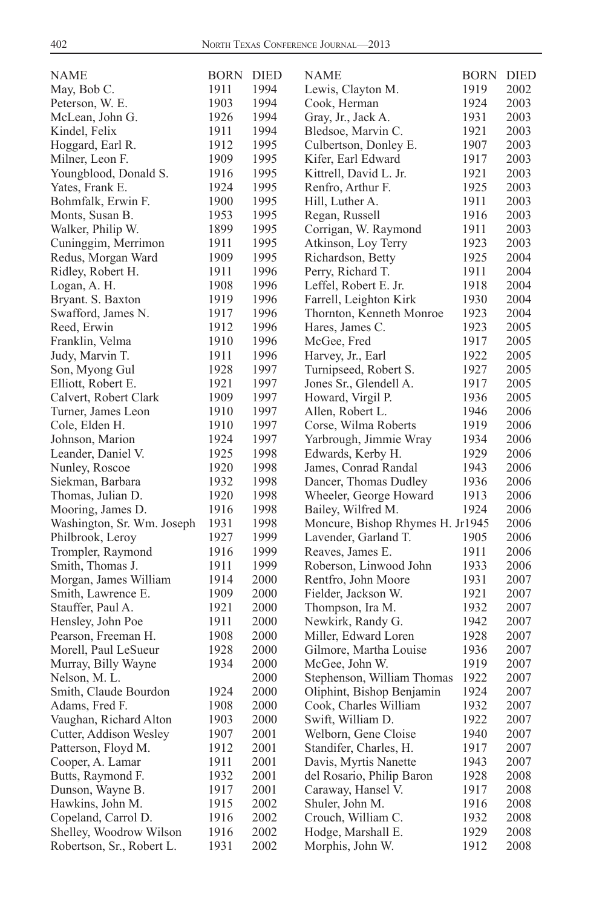| NAME | BORN | DIED |
|---|---|---|
| May, Bob C. | 1911 | 1994 |
| Peterson, W. E. | 1903 | 1994 |
| McLean, John G. | 1926 | 1994 |
| Kindel, Felix | 1911 | 1994 |
| Hoggard, Earl R. | 1912 | 1995 |
| Milner, Leon F. | 1909 | 1995 |
| Youngblood, Donald S. | 1916 | 1995 |
| Yates, Frank E. | 1924 | 1995 |
| Bohmfalk, Erwin F. | 1900 | 1995 |
| Monts, Susan B. | 1953 | 1995 |
| Walker, Philip W. | 1899 | 1995 |
| Cuninggim, Merrimon | 1911 | 1995 |
| Redus, Morgan Ward | 1909 | 1995 |
| Ridley, Robert H. | 1911 | 1996 |
| Logan, A. H. | 1908 | 1996 |
| Bryant. S. Baxton | 1919 | 1996 |
| Swafford, James N. | 1917 | 1996 |
| Reed, Erwin | 1912 | 1996 |
| Franklin, Velma | 1910 | 1996 |
| Judy, Marvin T. | 1911 | 1996 |
| Son, Myong Gul | 1928 | 1997 |
| Elliott, Robert E. | 1921 | 1997 |
| Calvert, Robert Clark | 1909 | 1997 |
| Turner, James Leon | 1910 | 1997 |
| Cole, Elden H. | 1910 | 1997 |
| Johnson, Marion | 1924 | 1997 |
| Leander, Daniel V. | 1925 | 1998 |
| Nunley, Roscoe | 1920 | 1998 |
| Siekman, Barbara | 1932 | 1998 |
| Thomas, Julian D. | 1920 | 1998 |
| Mooring, James D. | 1916 | 1998 |
| Washington, Sr. Wm. Joseph | 1931 | 1998 |
| Philbrook, Leroy | 1927 | 1999 |
| Trompler, Raymond | 1916 | 1999 |
| Smith, Thomas J. | 1911 | 1999 |
| Morgan, James William | 1914 | 2000 |
| Smith, Lawrence E. | 1909 | 2000 |
| Stauffer, Paul A. | 1921 | 2000 |
| Hensley, John Poe | 1911 | 2000 |
| Pearson, Freeman H. | 1908 | 2000 |
| Morell, Paul LeSueur | 1928 | 2000 |
| Murray, Billy Wayne | 1934 | 2000 |
| Nelson, M. L. | | 2000 |
| Smith, Claude Bourdon | 1924 | 2000 |
| Adams, Fred F. | 1908 | 2000 |
| Vaughan, Richard Alton | 1903 | 2000 |
| Cutter, Addison Wesley | 1907 | 2001 |
| Patterson, Floyd M. | 1912 | 2001 |
| Cooper, A. Lamar | 1911 | 2001 |
| Butts, Raymond F. | 1932 | 2001 |
| Dunson, Wayne B. | 1917 | 2001 |
| Hawkins, John M. | 1915 | 2002 |
| Copeland, Carrol D. | 1916 | 2002 |
| Shelley, Woodrow Wilson | 1916 | 2002 |
| Robertson, Sr., Robert L. | 1931 | 2002 |
| Lewis, Clayton M. | 1919 | 2002 |
| Cook, Herman | 1924 | 2003 |
| Gray, Jr., Jack A. | 1931 | 2003 |
| Bledsoe, Marvin C. | 1921 | 2003 |
| Culbertson, Donley E. | 1907 | 2003 |
| Kifer, Earl Edward | 1917 | 2003 |
| Kittrell, David L. Jr. | 1921 | 2003 |
| Renfro, Arthur F. | 1925 | 2003 |
| Hill, Luther A. | 1911 | 2003 |
| Regan, Russell | 1916 | 2003 |
| Corrigan, W. Raymond | 1911 | 2003 |
| Atkinson, Loy Terry | 1923 | 2003 |
| Richardson, Betty | 1925 | 2004 |
| Perry, Richard T. | 1911 | 2004 |
| Leffel, Robert E. Jr. | 1918 | 2004 |
| Farrell, Leighton Kirk | 1930 | 2004 |
| Thornton, Kenneth Monroe | 1923 | 2004 |
| Hares, James C. | 1923 | 2005 |
| McGee, Fred | 1917 | 2005 |
| Harvey, Jr., Earl | 1922 | 2005 |
| Turnipseed, Robert S. | 1927 | 2005 |
| Jones Sr., Glendell A. | 1917 | 2005 |
| Howard, Virgil P. | 1936 | 2005 |
| Allen, Robert L. | 1946 | 2006 |
| Corse, Wilma Roberts | 1919 | 2006 |
| Yarbrough, Jimmie Wray | 1934 | 2006 |
| Edwards, Kerby H. | 1929 | 2006 |
| James, Conrad Randal | 1943 | 2006 |
| Dancer, Thomas Dudley | 1936 | 2006 |
| Wheeler, George Howard | 1913 | 2006 |
| Bailey, Wilfred M. | 1924 | 2006 |
| Moncure, Bishop Rhymes H. Jr | 1945 | 2006 |
| Lavender, Garland T. | 1905 | 2006 |
| Reaves, James E. | 1911 | 2006 |
| Roberson, Linwood John | 1933 | 2006 |
| Rentfro, John Moore | 1931 | 2007 |
| Fielder, Jackson W. | 1921 | 2007 |
| Thompson, Ira M. | 1932 | 2007 |
| Newkirk, Randy G. | 1942 | 2007 |
| Miller, Edward Loren | 1928 | 2007 |
| Gilmore, Martha Louise | 1936 | 2007 |
| McGee, John W. | 1919 | 2007 |
| Stephenson, William Thomas | 1922 | 2007 |
| Oliphint, Bishop Benjamin | 1924 | 2007 |
| Cook, Charles William | 1932 | 2007 |
| Swift, William D. | 1922 | 2007 |
| Welborn, Gene Cloise | 1940 | 2007 |
| Standifer, Charles, H. | 1917 | 2007 |
| Davis, Myrtis Nanette | 1943 | 2007 |
| del Rosario, Philip Baron | 1928 | 2008 |
| Caraway, Hansel V. | 1917 | 2008 |
| Shuler, John M. | 1916 | 2008 |
| Crouch, William C. | 1932 | 2008 |
| Hodge, Marshall E. | 1929 | 2008 |
| Morphis, John W. | 1912 | 2008 |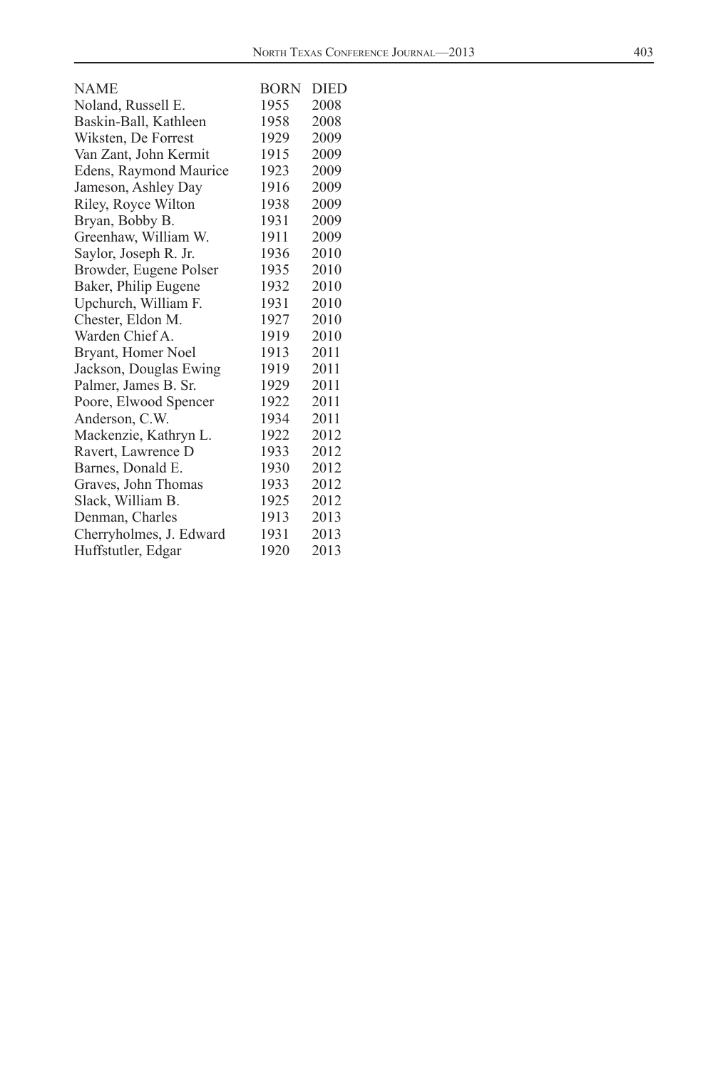| NAME | BORN | DIED |
|---|---|---|
| Noland, Russell E. | 1955 | 2008 |
| Baskin-Ball, Kathleen | 1958 | 2008 |
| Wiksten, De Forrest | 1929 | 2009 |
| Van Zant, John Kermit | 1915 | 2009 |
| Edens, Raymond Maurice | 1923 | 2009 |
| Jameson, Ashley Day | 1916 | 2009 |
| Riley, Royce Wilton | 1938 | 2009 |
| Bryan, Bobby B. | 1931 | 2009 |
| Greenhaw, William W. | 1911 | 2009 |
| Saylor, Joseph R. Jr. | 1936 | 2010 |
| Browder, Eugene Polser | 1935 | 2010 |
| Baker, Philip Eugene | 1932 | 2010 |
| Upchurch, William F. | 1931 | 2010 |
| Chester, Eldon M. | 1927 | 2010 |
| Warden Chief A. | 1919 | 2010 |
| Bryant, Homer Noel | 1913 | 2011 |
| Jackson, Douglas Ewing | 1919 | 2011 |
| Palmer, James B. Sr. | 1929 | 2011 |
| Poore, Elwood Spencer | 1922 | 2011 |
| Anderson, C.W. | 1934 | 2011 |
| Mackenzie, Kathryn L. | 1922 | 2012 |
| Ravert, Lawrence D | 1933 | 2012 |
| Barnes, Donald E. | 1930 | 2012 |
| Graves, John Thomas | 1933 | 2012 |
| Slack, William B. | 1925 | 2012 |
| Denman, Charles | 1913 | 2013 |
| Cherryholmes, J. Edward | 1931 | 2013 |
| Huffstutler, Edgar | 1920 | 2013 |